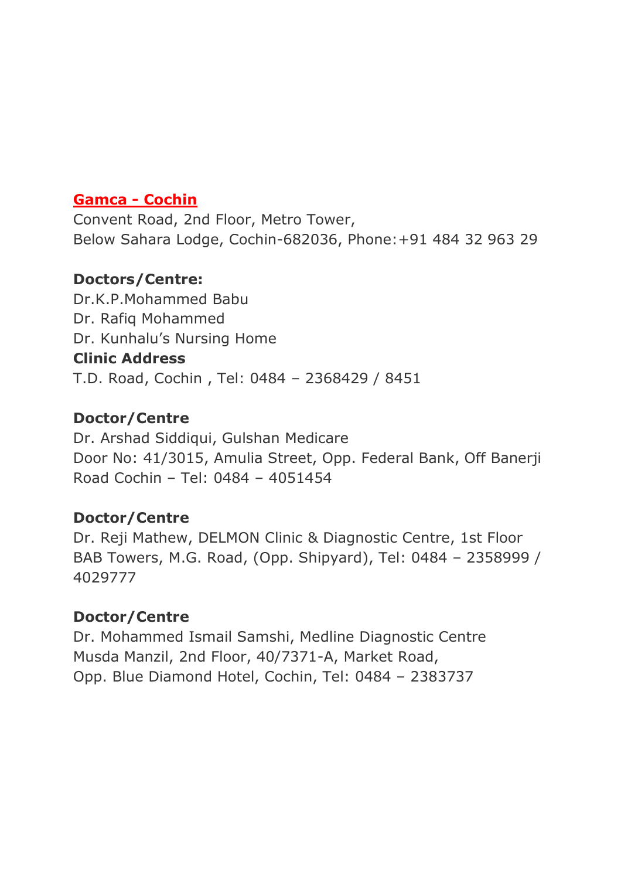## **Gamca - Cochin**

Convent Road, 2nd Floor, Metro Tower,
Below Sahara Lodge, Cochin-682036, Phone:+91 484 32 963 29

**Doctors/Centre:**
Dr.K.P.Mohammed Babu
Dr. Rafiq Mohammed
Dr. Kunhalu's Nursing Home
**Clinic Address**
T.D. Road, Cochin , Tel: 0484 – 2368429 / 8451

**Doctor/Centre**
Dr. Arshad Siddiqui, Gulshan Medicare
Door No: 41/3015, Amulia Street, Opp. Federal Bank, Off Banerji Road Cochin – Tel: 0484 – 4051454

**Doctor/Centre**
Dr. Reji Mathew, DELMON Clinic & Diagnostic Centre, 1st Floor BAB Towers, M.G. Road, (Opp. Shipyard), Tel: 0484 – 2358999 / 4029777

**Doctor/Centre**
Dr. Mohammed Ismail Samshi, Medline Diagnostic Centre
Musda Manzil, 2nd Floor, 40/7371-A, Market Road,
Opp. Blue Diamond Hotel, Cochin, Tel: 0484 – 2383737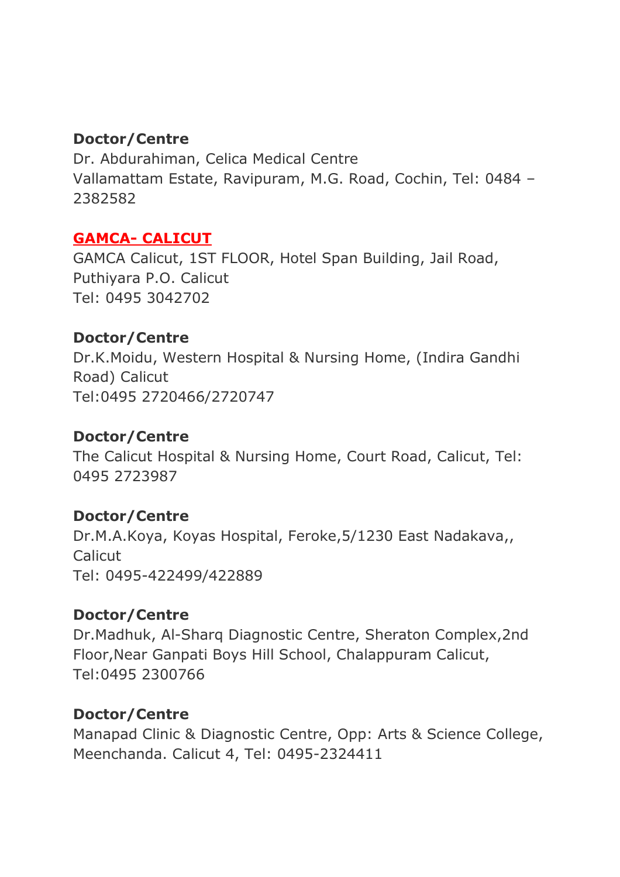**Doctor/Centre**

Dr. Abdurahiman, Celica Medical Centre
Vallamattam Estate, Ravipuram, M.G. Road, Cochin, Tel: 0484 – 2382582

## GAMCA- CALICUT

GAMCA Calicut, 1ST FLOOR, Hotel Span Building, Jail Road, Puthiyara P.O. Calicut
Tel: 0495 3042702

**Doctor/Centre**

Dr.K.Moidu, Western Hospital & Nursing Home, (Indira Gandhi Road) Calicut
Tel:0495 2720466/2720747

**Doctor/Centre**

The Calicut Hospital & Nursing Home, Court Road, Calicut, Tel: 0495 2723987

**Doctor/Centre**

Dr.M.A.Koya, Koyas Hospital, Feroke,5/1230 East Nadakava,, Calicut
Tel: 0495-422499/422889

**Doctor/Centre**

Dr.Madhuk, Al-Sharq Diagnostic Centre, Sheraton Complex,2nd Floor,Near Ganpati Boys Hill School, Chalappuram Calicut,
Tel:0495 2300766

**Doctor/Centre**

Manapad Clinic & Diagnostic Centre, Opp: Arts & Science College, Meenchanda. Calicut 4, Tel: 0495-2324411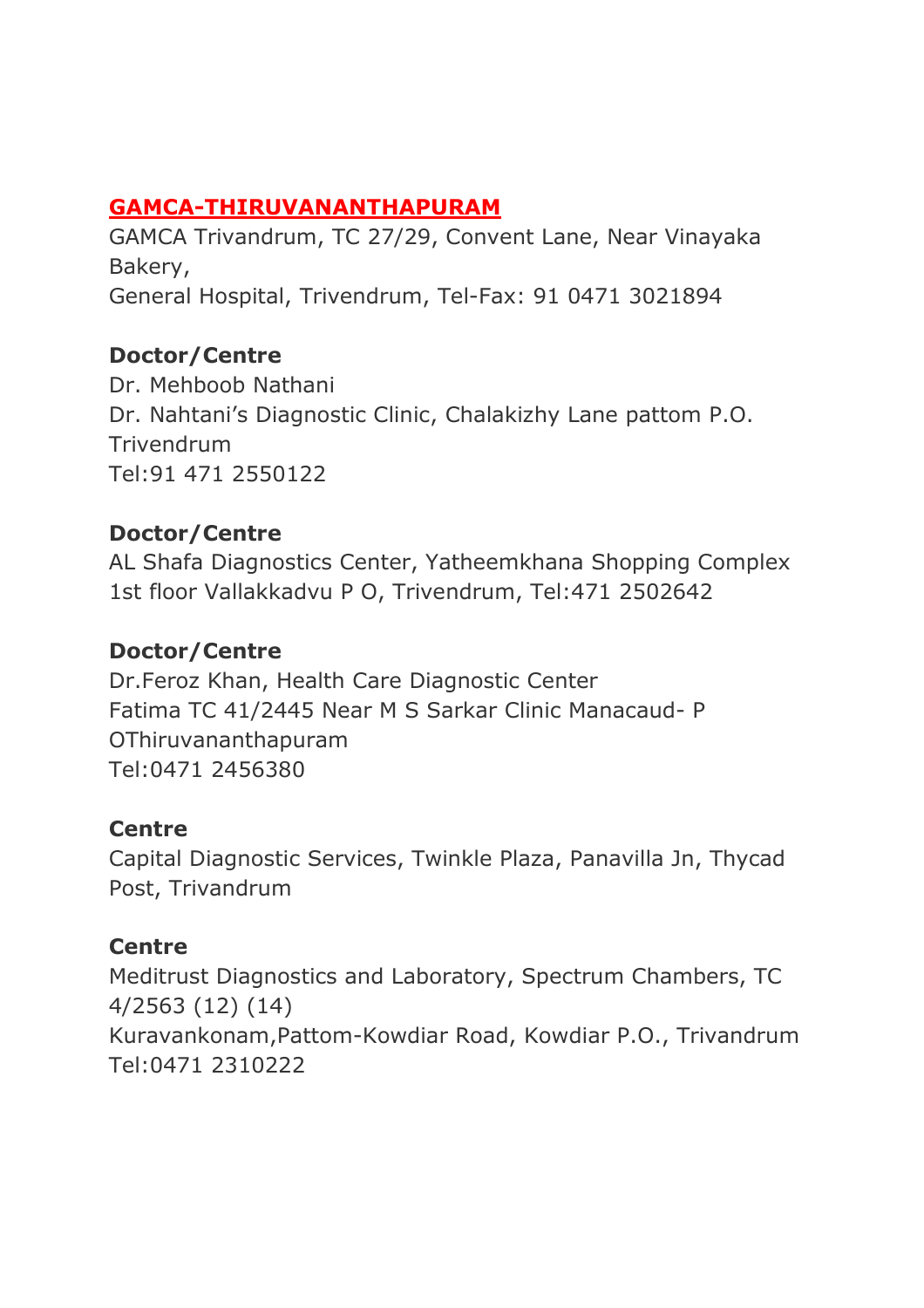## GAMCA-THIRUVANANTHAPURAM

GAMCA Trivandrum, TC 27/29, Convent Lane, Near Vinayaka Bakery,
General Hospital, Trivendrum, Tel-Fax: 91 0471 3021894

**Doctor/Centre**

Dr. Mehboob Nathani
Dr. Nahtani's Diagnostic Clinic, Chalakizhy Lane pattom P.O. Trivendrum
Tel:91 471 2550122

**Doctor/Centre**

AL Shafa Diagnostics Center, Yatheemkhana Shopping Complex 1st floor Vallakkadvu P O, Trivendrum, Tel:471 2502642

**Doctor/Centre**

Dr.Feroz Khan, Health Care Diagnostic Center
Fatima TC 41/2445 Near M S Sarkar Clinic Manacaud- P OThiruvananthapuram
Tel:0471 2456380

**Centre**

Capital Diagnostic Services, Twinkle Plaza, Panavilla Jn, Thycad Post, Trivandrum

**Centre**

Meditrust Diagnostics and Laboratory, Spectrum Chambers, TC 4/2563 (12) (14)
Kuravankonam,Pattom-Kowdiar Road, Kowdiar P.O., Trivandrum
Tel:0471 2310222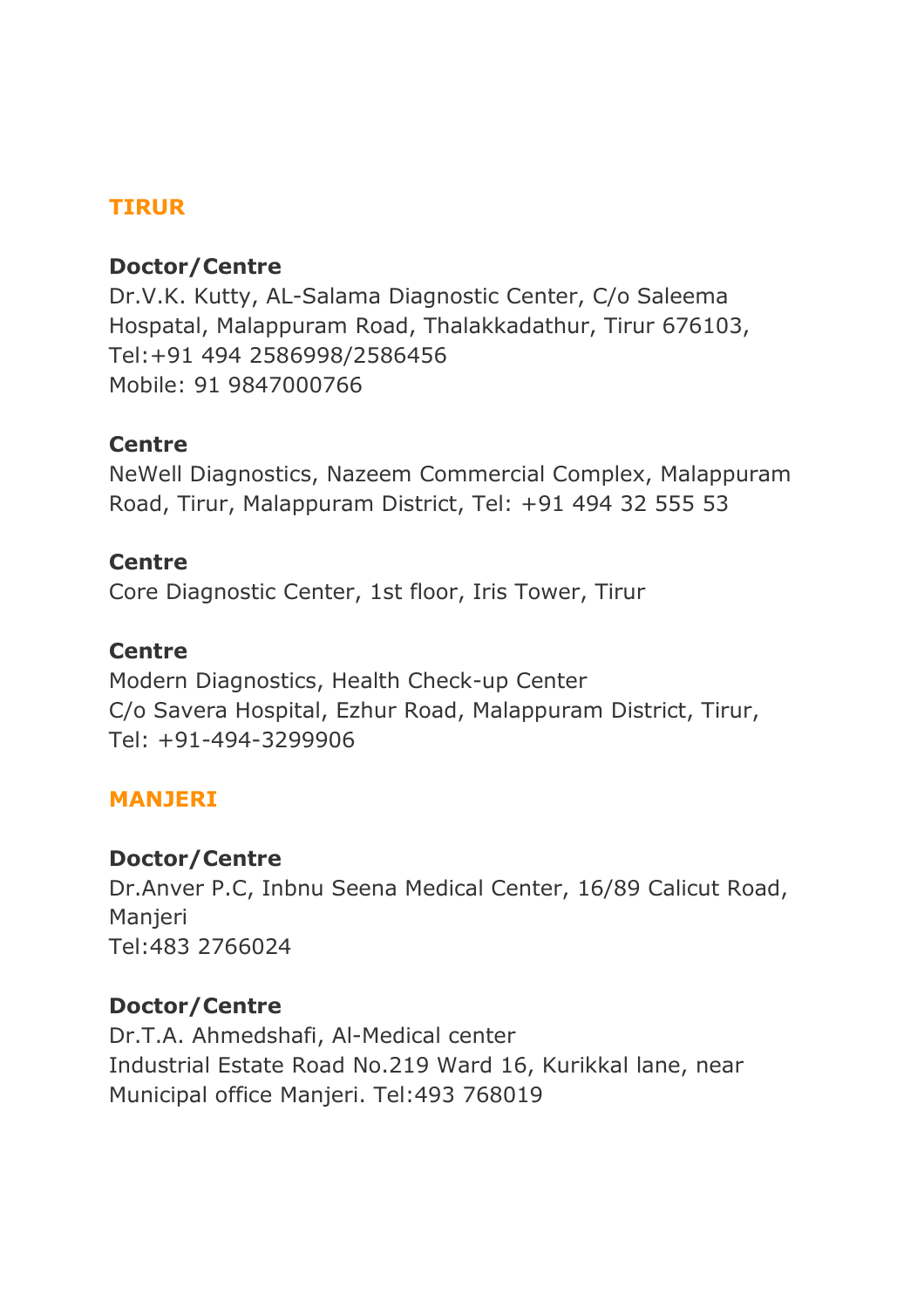## TIRUR

**Doctor/Centre**
Dr.V.K. Kutty, AL-Salama Diagnostic Center, C/o Saleema Hospatal, Malappuram Road, Thalakkadathur, Tirur 676103,
Tel:+91 494 2586998/2586456
Mobile: 91 9847000766

**Centre**
NeWell Diagnostics, Nazeem Commercial Complex, Malappuram Road, Tirur, Malappuram District, Tel: +91 494 32 555 53

**Centre**
Core Diagnostic Center, 1st floor, Iris Tower, Tirur

**Centre**
Modern Diagnostics, Health Check-up Center
C/o Savera Hospital, Ezhur Road, Malappuram District, Tirur,
Tel: +91-494-3299906

## MANJERI

**Doctor/Centre**
Dr.Anver P.C, Inbnu Seena Medical Center, 16/89 Calicut Road, Manjeri
Tel:483 2766024

**Doctor/Centre**
Dr.T.A. Ahmedshafi, Al-Medical center
Industrial Estate Road No.219 Ward 16, Kurikkal lane, near Municipal office Manjeri. Tel:493 768019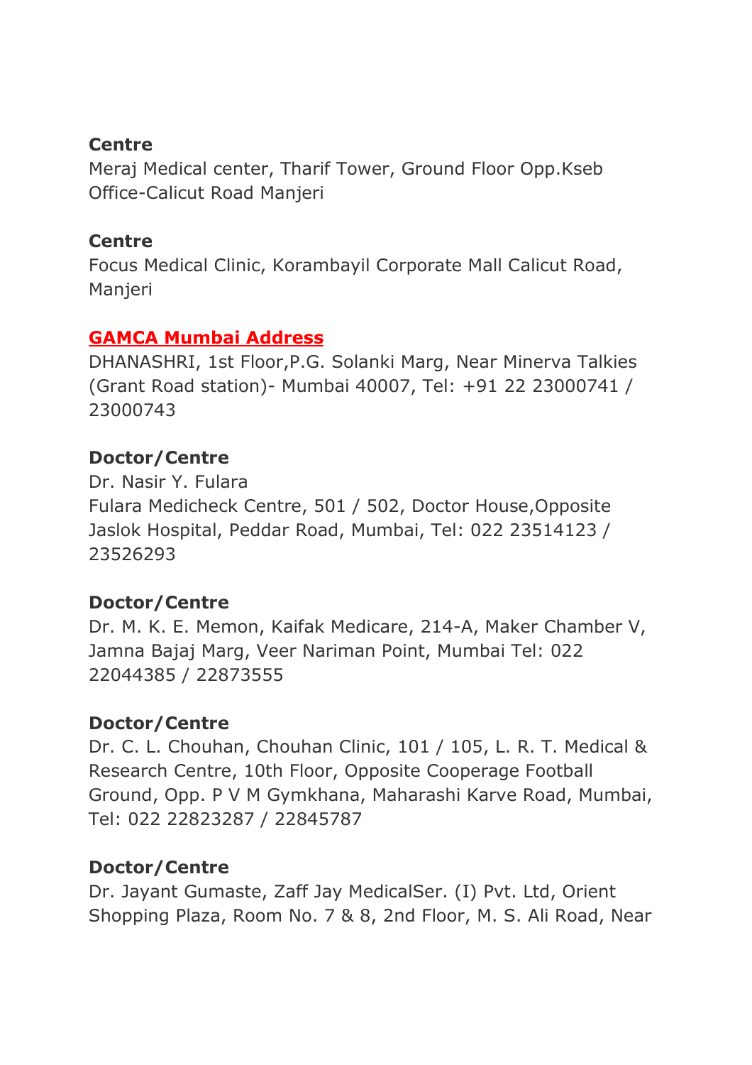**Centre**

Meraj Medical center, Tharif Tower, Ground Floor Opp.Kseb Office-Calicut Road Manjeri

**Centre**

Focus Medical Clinic, Korambayil Corporate Mall Calicut Road, Manjeri

**GAMCA Mumbai Address**

DHANASHRI, 1st Floor,P.G. Solanki Marg, Near Minerva Talkies (Grant Road station)- Mumbai 40007, Tel: +91 22 23000741 / 23000743

**Doctor/Centre**

Dr. Nasir Y. Fulara
Fulara Medicheck Centre, 501 / 502, Doctor House,Opposite Jaslok Hospital, Peddar Road, Mumbai, Tel: 022 23514123 / 23526293

**Doctor/Centre**

Dr. M. K. E. Memon, Kaifak Medicare, 214-A, Maker Chamber V, Jamna Bajaj Marg, Veer Nariman Point, Mumbai Tel: 022 22044385 / 22873555

**Doctor/Centre**

Dr. C. L. Chouhan, Chouhan Clinic, 101 / 105, L. R. T. Medical & Research Centre, 10th Floor, Opposite Cooperage Football Ground, Opp. P V M Gymkhana, Maharashi Karve Road, Mumbai, Tel: 022 22823287 / 22845787

**Doctor/Centre**

Dr. Jayant Gumaste, Zaff Jay MedicalSer. (I) Pvt. Ltd, Orient Shopping Plaza, Room No. 7 & 8, 2nd Floor, M. S. Ali Road, Near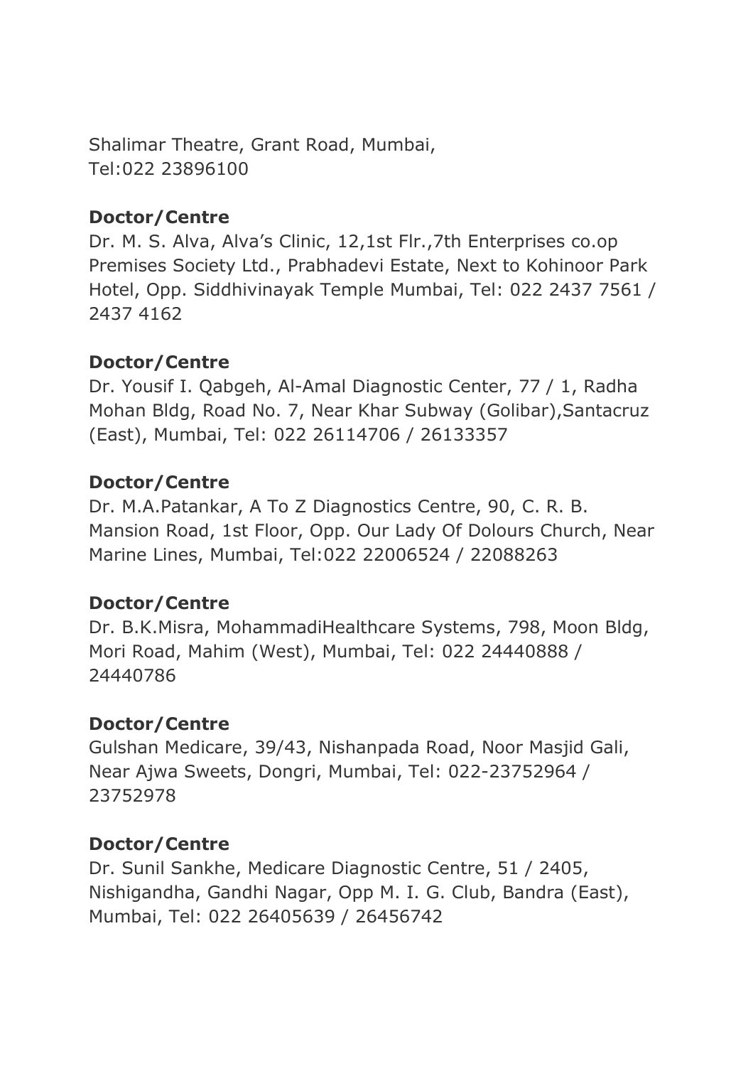Shalimar Theatre, Grant Road, Mumbai,
Tel:022 23896100

**Doctor/Centre**

Dr. M. S. Alva, Alva's Clinic, 12,1st Flr.,7th Enterprises co.op Premises Society Ltd., Prabhadevi Estate, Next to Kohinoor Park Hotel, Opp. Siddhivinayak Temple Mumbai, Tel: 022 2437 7561 / 2437 4162

**Doctor/Centre**

Dr. Yousif I. Qabgeh, Al-Amal Diagnostic Center, 77 / 1, Radha Mohan Bldg, Road No. 7, Near Khar Subway (Golibar),Santacruz (East), Mumbai, Tel: 022 26114706 / 26133357

**Doctor/Centre**

Dr. M.A.Patankar, A To Z Diagnostics Centre, 90, C. R. B. Mansion Road, 1st Floor, Opp. Our Lady Of Dolours Church, Near Marine Lines, Mumbai, Tel:022 22006524 / 22088263

**Doctor/Centre**

Dr. B.K.Misra, MohammadiHealthcare Systems, 798, Moon Bldg, Mori Road, Mahim (West), Mumbai, Tel: 022 24440888 / 24440786

**Doctor/Centre**

Gulshan Medicare, 39/43, Nishanpada Road, Noor Masjid Gali, Near Ajwa Sweets, Dongri, Mumbai, Tel: 022-23752964 / 23752978

**Doctor/Centre**

Dr. Sunil Sankhe, Medicare Diagnostic Centre, 51 / 2405, Nishigandha, Gandhi Nagar, Opp M. I. G. Club, Bandra (East), Mumbai, Tel: 022 26405639 / 26456742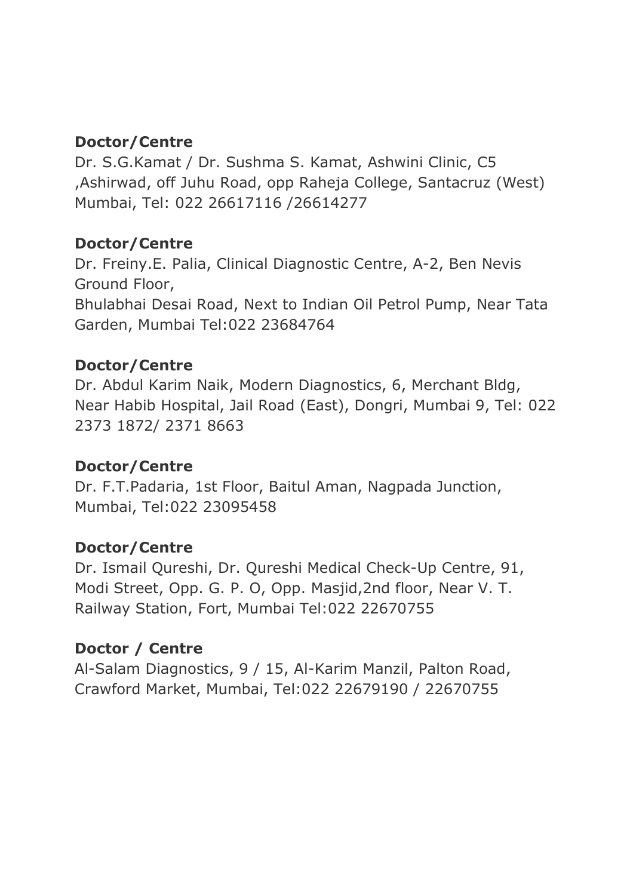**Doctor/Centre**

Dr. S.G.Kamat / Dr. Sushma S. Kamat, Ashwini Clinic, C5 ,Ashirwad, off Juhu Road, opp Raheja College, Santacruz (West) Mumbai, Tel: 022 26617116 /26614277

**Doctor/Centre**

Dr. Freiny.E. Palia, Clinical Diagnostic Centre, A-2, Ben Nevis Ground Floor,
Bhulabhai Desai Road, Next to Indian Oil Petrol Pump, Near Tata Garden, Mumbai Tel:022 23684764

**Doctor/Centre**

Dr. Abdul Karim Naik, Modern Diagnostics, 6, Merchant Bldg, Near Habib Hospital, Jail Road (East), Dongri, Mumbai 9, Tel: 022 2373 1872/ 2371 8663

**Doctor/Centre**

Dr. F.T.Padaria, 1st Floor, Baitul Aman, Nagpada Junction, Mumbai, Tel:022 23095458

**Doctor/Centre**

Dr. Ismail Qureshi, Dr. Qureshi Medical Check-Up Centre, 91, Modi Street, Opp. G. P. O, Opp. Masjid,2nd floor, Near V. T. Railway Station, Fort, Mumbai Tel:022 22670755

**Doctor / Centre**

Al-Salam Diagnostics, 9 / 15, Al-Karim Manzil, Palton Road, Crawford Market, Mumbai, Tel:022 22679190 / 22670755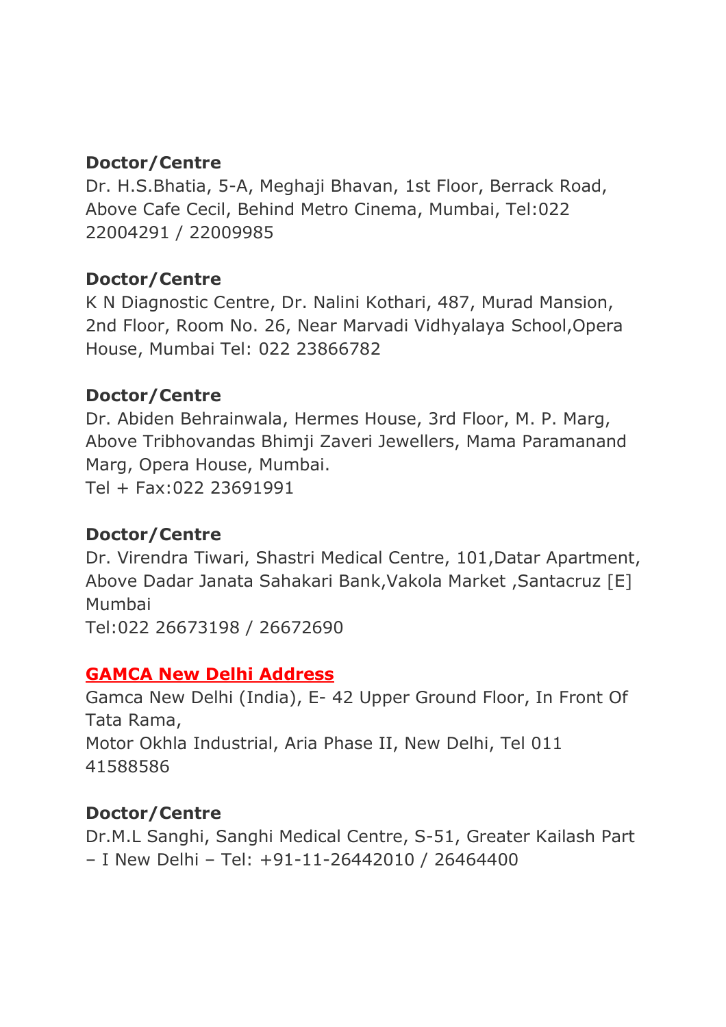**Doctor/Centre**

Dr. H.S.Bhatia, 5-A, Meghaji Bhavan, 1st Floor, Berrack Road, Above Cafe Cecil, Behind Metro Cinema, Mumbai, Tel:022 22004291 / 22009985

**Doctor/Centre**

K N Diagnostic Centre, Dr. Nalini Kothari, 487, Murad Mansion, 2nd Floor, Room No. 26, Near Marvadi Vidhyalaya School,Opera House, Mumbai Tel: 022 23866782

**Doctor/Centre**

Dr. Abiden Behrainwala, Hermes House, 3rd Floor, M. P. Marg, Above Tribhovandas Bhimji Zaveri Jewellers, Mama Paramanand Marg, Opera House, Mumbai.
Tel + Fax:022 23691991

**Doctor/Centre**

Dr. Virendra Tiwari, Shastri Medical Centre, 101,Datar Apartment, Above Dadar Janata Sahakari Bank,Vakola Market ,Santacruz [E] Mumbai
Tel:022 26673198 / 26672690

**GAMCA New Delhi Address**

Gamca New Delhi (India), E- 42 Upper Ground Floor, In Front Of Tata Rama,
Motor Okhla Industrial, Aria Phase II, New Delhi, Tel 011 41588586

**Doctor/Centre**

Dr.M.L Sanghi, Sanghi Medical Centre, S-51, Greater Kailash Part – I New Delhi – Tel: +91-11-26442010 / 26464400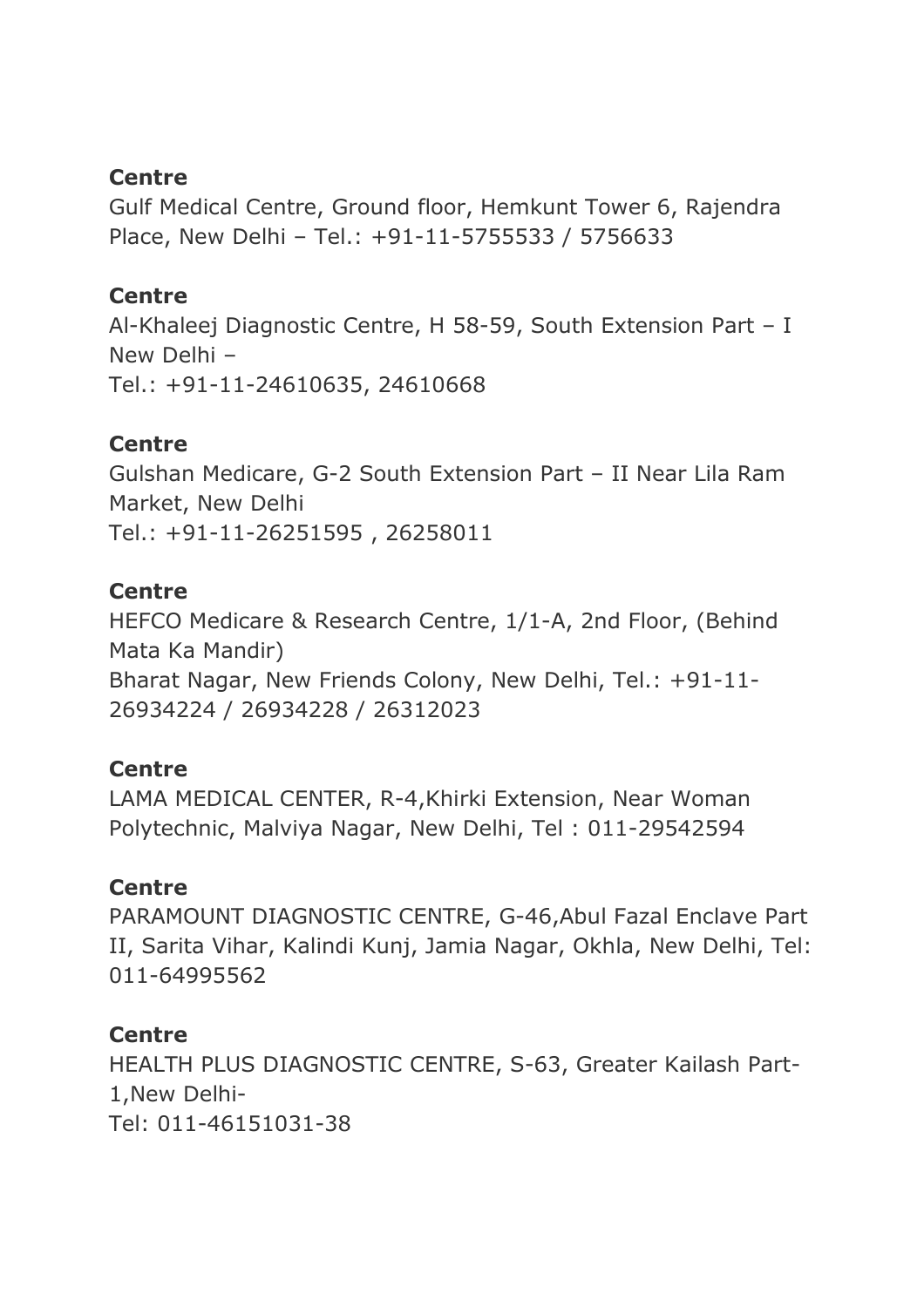**Centre**
Gulf Medical Centre, Ground floor, Hemkunt Tower 6, Rajendra Place, New Delhi – Tel.: +91-11-5755533 / 5756633

**Centre**
Al-Khaleej Diagnostic Centre, H 58-59, South Extension Part – I New Delhi –
Tel.: +91-11-24610635, 24610668

**Centre**
Gulshan Medicare, G-2 South Extension Part – II Near Lila Ram Market, New Delhi
Tel.: +91-11-26251595 , 26258011

**Centre**
HEFCO Medicare & Research Centre, 1/1-A, 2nd Floor, (Behind Mata Ka Mandir)
Bharat Nagar, New Friends Colony, New Delhi, Tel.: +91-11-26934224 / 26934228 / 26312023

**Centre**
LAMA MEDICAL CENTER, R-4,Khirki Extension, Near Woman Polytechnic, Malviya Nagar, New Delhi, Tel : 011-29542594

**Centre**
PARAMOUNT DIAGNOSTIC CENTRE, G-46,Abul Fazal Enclave Part II, Sarita Vihar, Kalindi Kunj, Jamia Nagar, Okhla, New Delhi, Tel: 011-64995562

**Centre**
HEALTH PLUS DIAGNOSTIC CENTRE, S-63, Greater Kailash Part-1,New Delhi-
Tel: 011-46151031-38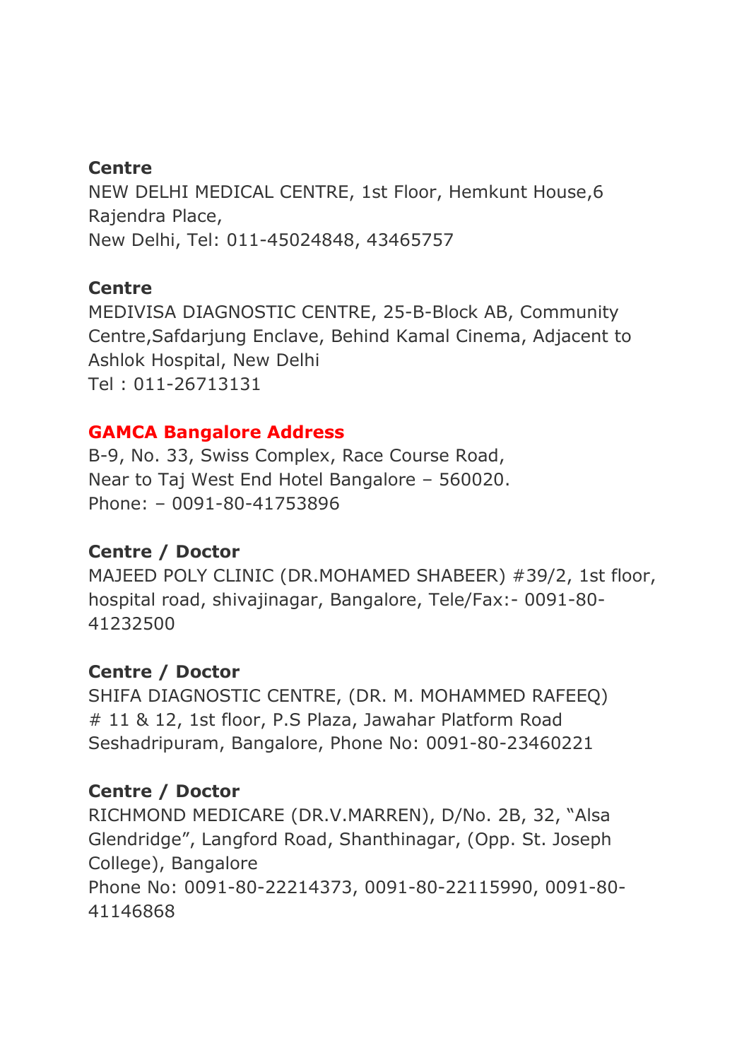**Centre**
NEW DELHI MEDICAL CENTRE, 1st Floor, Hemkunt House,6 Rajendra Place,
New Delhi, Tel: 011-45024848, 43465757

**Centre**
MEDIVISA DIAGNOSTIC CENTRE, 25-B-Block AB, Community Centre,Safdarjung Enclave, Behind Kamal Cinema, Adjacent to Ashlok Hospital, New Delhi
Tel : 011-26713131

**GAMCA Bangalore Address**
B-9, No. 33, Swiss Complex, Race Course Road,
Near to Taj West End Hotel Bangalore – 560020.
Phone: – 0091-80-41753896

**Centre / Doctor**
MAJEED POLY CLINIC (DR.MOHAMED SHABEER) #39/2, 1st floor, hospital road, shivajinagar, Bangalore, Tele/Fax:- 0091-80-41232500

**Centre / Doctor**
SHIFA DIAGNOSTIC CENTRE, (DR. M. MOHAMMED RAFEEQ) # 11 & 12, 1st floor, P.S Plaza, Jawahar Platform Road Seshadripuram, Bangalore, Phone No: 0091-80-23460221

**Centre / Doctor**
RICHMOND MEDICARE (DR.V.MARREN), D/No. 2B, 32, "Alsa Glendridge", Langford Road, Shanthinagar, (Opp. St. Joseph College), Bangalore
Phone No: 0091-80-22214373, 0091-80-22115990, 0091-80-41146868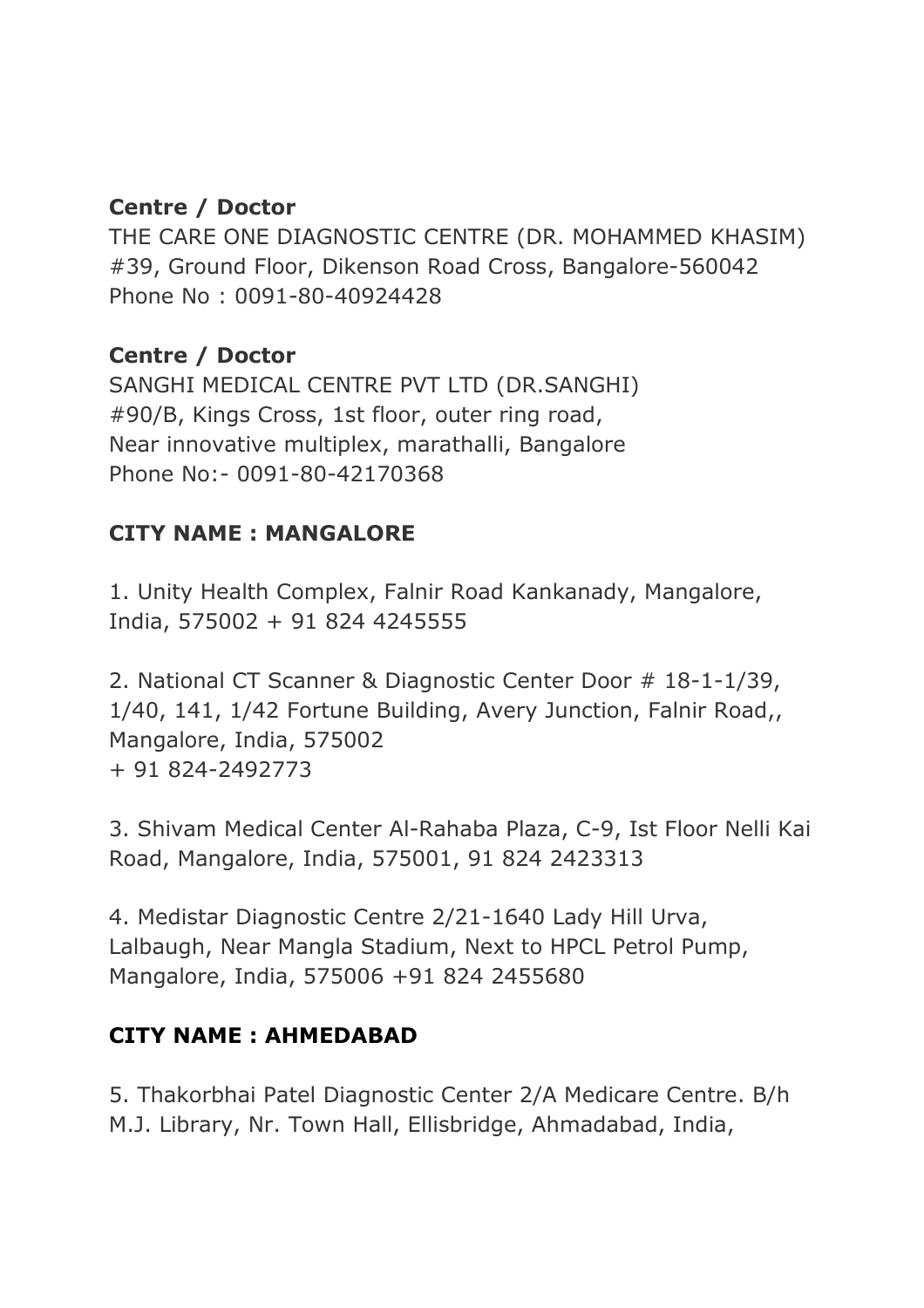**Centre / Doctor**
THE CARE ONE DIAGNOSTIC CENTRE (DR. MOHAMMED KHASIM)
#39, Ground Floor, Dikenson Road Cross, Bangalore-560042
Phone No : 0091-80-40924428

**Centre / Doctor**
SANGHI MEDICAL CENTRE PVT LTD (DR.SANGHI)
#90/B, Kings Cross, 1st floor, outer ring road,
Near innovative multiplex, marathalli, Bangalore
Phone No:- 0091-80-42170368

**CITY NAME : MANGALORE**

1. Unity Health Complex, Falnir Road Kankanady, Mangalore, India, 575002 + 91 824 4245555

2. National CT Scanner & Diagnostic Center Door # 18-1-1/39, 1/40, 141, 1/42 Fortune Building, Avery Junction, Falnir Road,, Mangalore, India, 575002
+ 91 824-2492773

3. Shivam Medical Center Al-Rahaba Plaza, C-9, Ist Floor Nelli Kai Road, Mangalore, India, 575001, 91 824 2423313

4. Medistar Diagnostic Centre 2/21-1640 Lady Hill Urva, Lalbaugh, Near Mangla Stadium, Next to HPCL Petrol Pump, Mangalore, India, 575006 +91 824 2455680

**CITY NAME : AHMEDABAD**

5. Thakorbhai Patel Diagnostic Center 2/A Medicare Centre. B/h M.J. Library, Nr. Town Hall, Ellisbridge, Ahmadabad, India,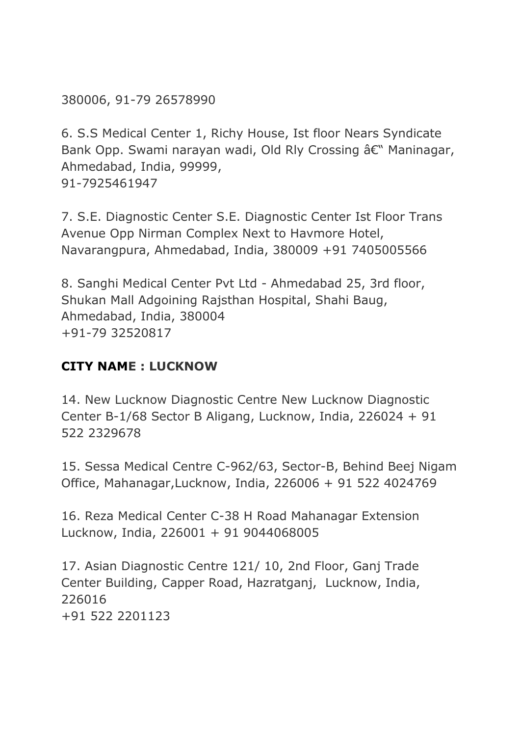380006, 91-79 26578990

6. S.S Medical Center 1, Richy House, Ist floor Nears Syndicate Bank Opp. Swami narayan wadi, Old Rly Crossing â€" Maninagar, Ahmedabad, India, 99999,
91-7925461947

7. S.E. Diagnostic Center S.E. Diagnostic Center Ist Floor Trans Avenue Opp Nirman Complex Next to Havmore Hotel, Navarangpura, Ahmedabad, India, 380009 +91 7405005566

8. Sanghi Medical Center Pvt Ltd - Ahmedabad 25, 3rd floor, Shukan Mall Adgoining Rajsthan Hospital, Shahi Baug, Ahmedabad, India, 380004
+91-79 32520817

**CITY NAME : LUCKNOW**

14. New Lucknow Diagnostic Centre New Lucknow Diagnostic Center B-1/68 Sector B Aligang, Lucknow, India, 226024 + 91 522 2329678

15. Sessa Medical Centre C-962/63, Sector-B, Behind Beej Nigam Office, Mahanagar,Lucknow, India, 226006 + 91 522 4024769

16. Reza Medical Center C-38 H Road Mahanagar Extension Lucknow, India, 226001 + 91 9044068005

17. Asian Diagnostic Centre 121/ 10, 2nd Floor, Ganj Trade Center Building, Capper Road, Hazratganj, Lucknow, India, 226016
+91 522 2201123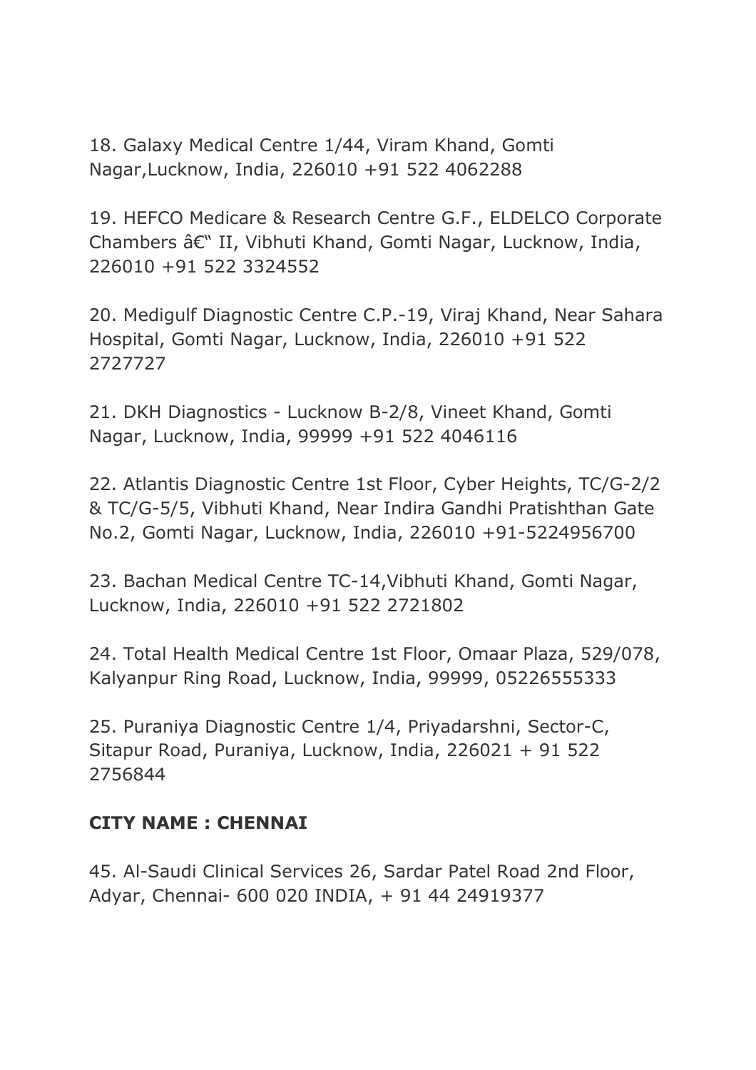18. Galaxy Medical Centre 1/44, Viram Khand, Gomti Nagar,Lucknow, India, 226010 +91 522 4062288

19. HEFCO Medicare & Research Centre G.F., ELDELCO Corporate Chambers â€“ II, Vibhuti Khand, Gomti Nagar, Lucknow, India, 226010 +91 522 3324552

20. Medigulf Diagnostic Centre C.P.-19, Viraj Khand, Near Sahara Hospital, Gomti Nagar, Lucknow, India, 226010 +91 522 2727727

21. DKH Diagnostics - Lucknow B-2/8, Vineet Khand, Gomti Nagar, Lucknow, India, 99999 +91 522 4046116

22. Atlantis Diagnostic Centre 1st Floor, Cyber Heights, TC/G-2/2 & TC/G-5/5, Vibhuti Khand, Near Indira Gandhi Pratishthan Gate No.2, Gomti Nagar, Lucknow, India, 226010 +91-5224956700

23. Bachan Medical Centre TC-14,Vibhuti Khand, Gomti Nagar, Lucknow, India, 226010 +91 522 2721802

24. Total Health Medical Centre 1st Floor, Omaar Plaza, 529/078, Kalyanpur Ring Road, Lucknow, India, 99999, 05226555333

25. Puraniya Diagnostic Centre 1/4, Priyadarshni, Sector-C, Sitapur Road, Puraniya, Lucknow, India, 226021 + 91 522 2756844

**CITY NAME : CHENNAI**

45. Al-Saudi Clinical Services 26, Sardar Patel Road 2nd Floor, Adyar, Chennai- 600 020 INDIA, + 91 44 24919377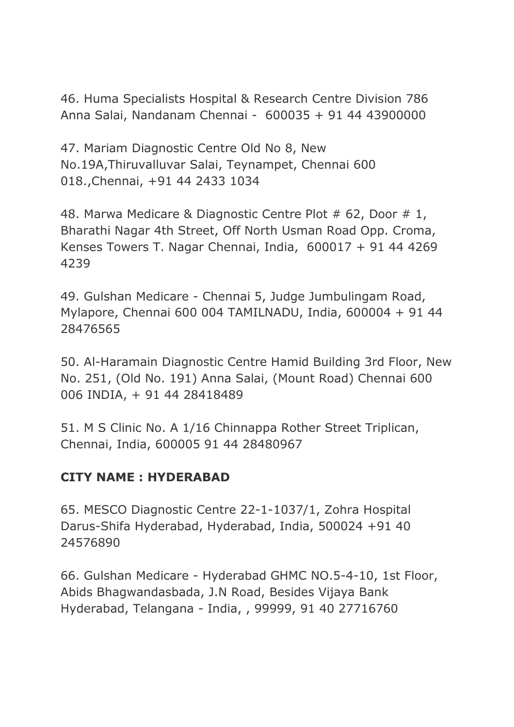46. Huma Specialists Hospital & Research Centre Division 786 Anna Salai, Nandanam Chennai - 600035 + 91 44 43900000

47. Mariam Diagnostic Centre Old No 8, New No.19A,Thiruvalluvar Salai, Teynampet, Chennai 600 018.,Chennai, +91 44 2433 1034

48. Marwa Medicare & Diagnostic Centre Plot # 62, Door # 1, Bharathi Nagar 4th Street, Off North Usman Road Opp. Croma, Kenses Towers T. Nagar Chennai, India, 600017 + 91 44 4269 4239

49. Gulshan Medicare - Chennai 5, Judge Jumbulingam Road, Mylapore, Chennai 600 004 TAMILNADU, India, 600004 + 91 44 28476565

50. Al-Haramain Diagnostic Centre Hamid Building 3rd Floor, New No. 251, (Old No. 191) Anna Salai, (Mount Road) Chennai 600 006 INDIA, + 91 44 28418489

51. M S Clinic No. A 1/16 Chinnappa Rother Street Triplican, Chennai, India, 600005 91 44 28480967

**CITY NAME : HYDERABAD**

65. MESCO Diagnostic Centre 22-1-1037/1, Zohra Hospital Darus-Shifa Hyderabad, Hyderabad, India, 500024 +91 40 24576890

66. Gulshan Medicare - Hyderabad GHMC NO.5-4-10, 1st Floor, Abids Bhagwandasbada, J.N Road, Besides Vijaya Bank Hyderabad, Telangana - India, , 99999, 91 40 27716760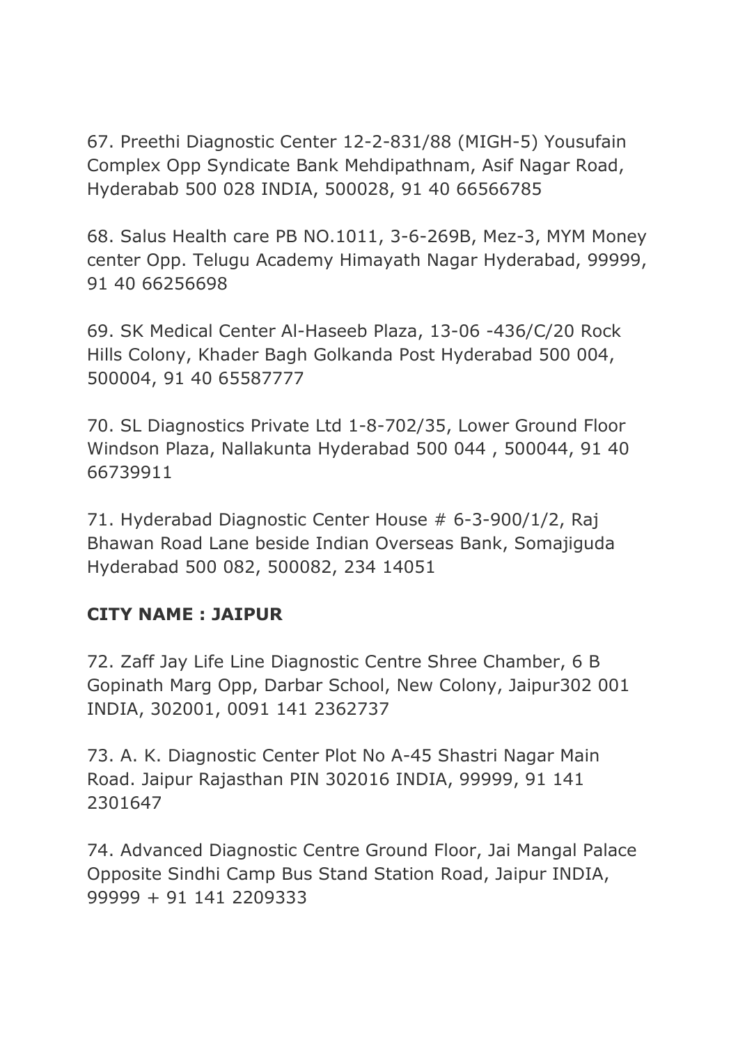67. Preethi Diagnostic Center 12-2-831/88 (MIGH-5) Yousufain Complex Opp Syndicate Bank Mehdipathnam, Asif Nagar Road, Hyderabab 500 028 INDIA, 500028, 91 40 66566785

68. Salus Health care PB NO.1011, 3-6-269B, Mez-3, MYM Money center Opp. Telugu Academy Himayath Nagar Hyderabad, 99999, 91 40 66256698

69. SK Medical Center Al-Haseeb Plaza, 13-06 -436/C/20 Rock Hills Colony, Khader Bagh Golkanda Post Hyderabad 500 004, 500004, 91 40 65587777

70. SL Diagnostics Private Ltd 1-8-702/35, Lower Ground Floor Windson Plaza, Nallakunta Hyderabad 500 044 , 500044, 91 40 66739911

71. Hyderabad Diagnostic Center House # 6-3-900/1/2, Raj Bhawan Road Lane beside Indian Overseas Bank, Somajiguda Hyderabad 500 082, 500082, 234 14051

**CITY NAME : JAIPUR**

72. Zaff Jay Life Line Diagnostic Centre Shree Chamber, 6 B Gopinath Marg Opp, Darbar School, New Colony, Jaipur302 001 INDIA, 302001, 0091 141 2362737

73. A. K. Diagnostic Center Plot No A-45 Shastri Nagar Main Road. Jaipur Rajasthan PIN 302016 INDIA, 99999, 91 141 2301647

74. Advanced Diagnostic Centre Ground Floor, Jai Mangal Palace Opposite Sindhi Camp Bus Stand Station Road, Jaipur INDIA, 99999 + 91 141 2209333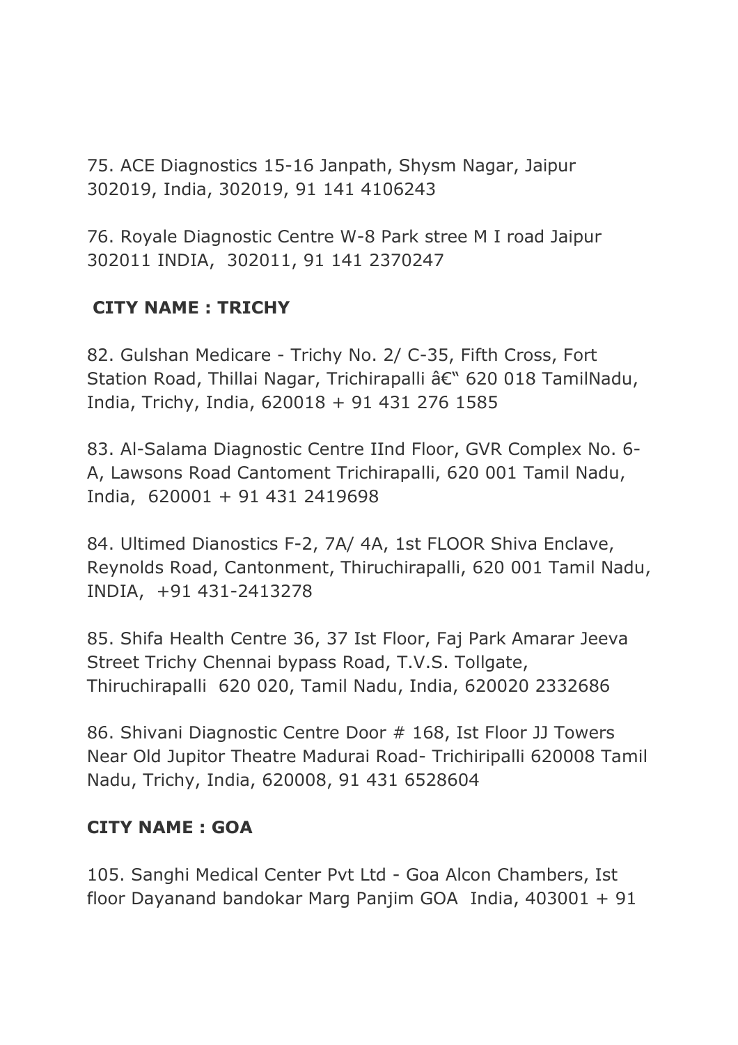75. ACE Diagnostics 15-16 Janpath, Shysm Nagar, Jaipur 302019, India, 302019, 91 141 4106243

76. Royale Diagnostic Centre W-8 Park stree M I road Jaipur 302011 INDIA, 302011, 91 141 2370247

**CITY NAME : TRICHY**

82. Gulshan Medicare - Trichy No. 2/ C-35, Fifth Cross, Fort Station Road, Thillai Nagar, Trichirapalli â€“ 620 018 TamilNadu, India, Trichy, India, 620018 + 91 431 276 1585

83. Al-Salama Diagnostic Centre IInd Floor, GVR Complex No. 6-A, Lawsons Road Cantoment Trichirapalli, 620 001 Tamil Nadu, India, 620001 + 91 431 2419698

84. Ultimed Dianostics F-2, 7A/ 4A, 1st FLOOR Shiva Enclave, Reynolds Road, Cantonment, Thiruchirapalli, 620 001 Tamil Nadu, INDIA, +91 431-2413278

85. Shifa Health Centre 36, 37 Ist Floor, Faj Park Amarar Jeeva Street Trichy Chennai bypass Road, T.V.S. Tollgate, Thiruchirapalli 620 020, Tamil Nadu, India, 620020 2332686

86. Shivani Diagnostic Centre Door # 168, Ist Floor JJ Towers Near Old Jupitor Theatre Madurai Road- Trichiripalli 620008 Tamil Nadu, Trichy, India, 620008, 91 431 6528604

**CITY NAME : GOA**

105. Sanghi Medical Center Pvt Ltd - Goa Alcon Chambers, Ist floor Dayanand bandokar Marg Panjim GOA India, 403001 + 91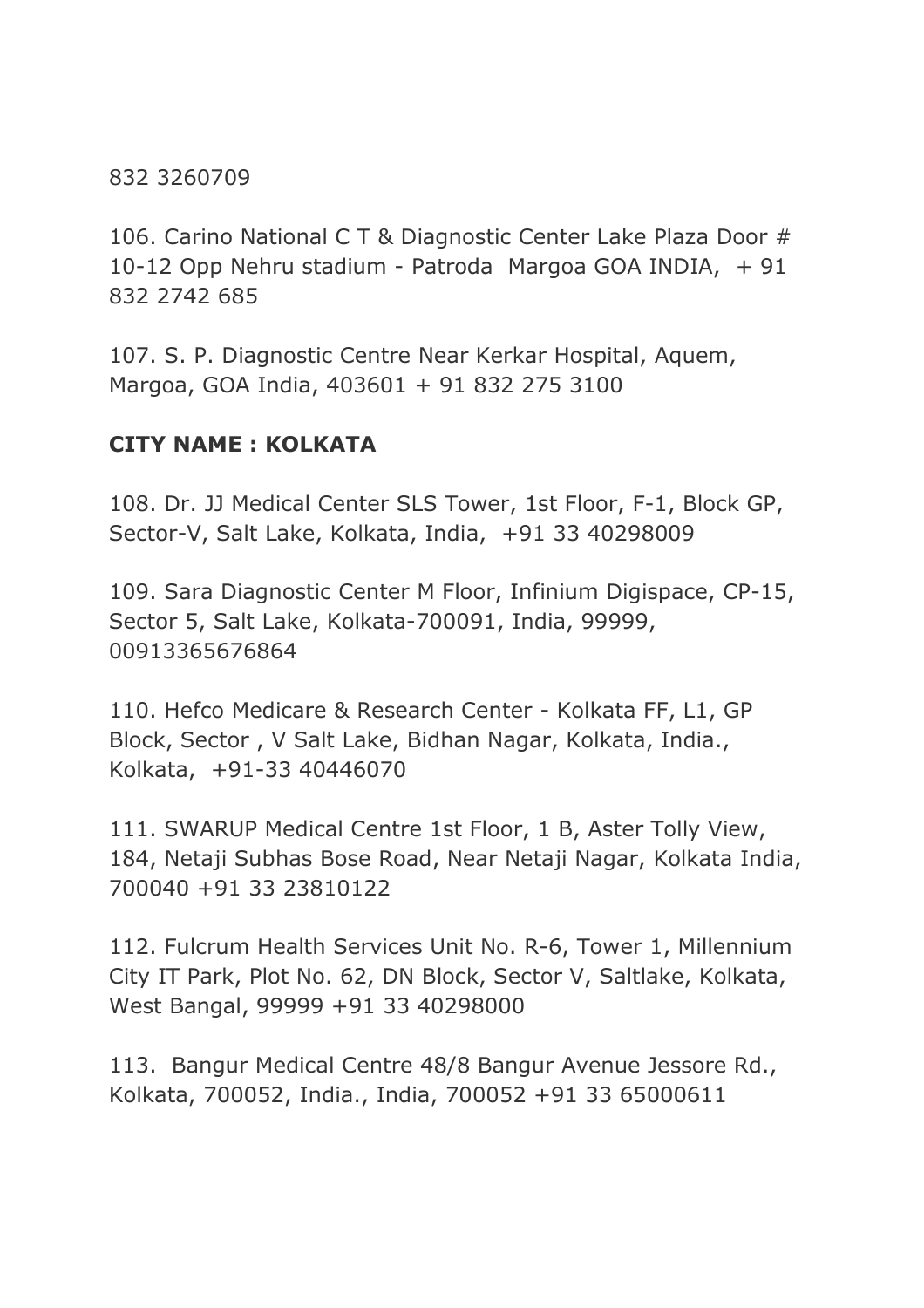832 3260709

106. Carino National C T & Diagnostic Center Lake Plaza Door # 10-12 Opp Nehru stadium - Patroda Margoa GOA INDIA, + 91 832 2742 685

107. S. P. Diagnostic Centre Near Kerkar Hospital, Aquem, Margoa, GOA India, 403601 + 91 832 275 3100

**CITY NAME : KOLKATA**

108. Dr. JJ Medical Center SLS Tower, 1st Floor, F-1, Block GP, Sector-V, Salt Lake, Kolkata, India, +91 33 40298009

109. Sara Diagnostic Center M Floor, Infinium Digispace, CP-15, Sector 5, Salt Lake, Kolkata-700091, India, 99999, 00913365676864

110. Hefco Medicare & Research Center - Kolkata FF, L1, GP Block, Sector , V Salt Lake, Bidhan Nagar, Kolkata, India., Kolkata, +91-33 40446070

111. SWARUP Medical Centre 1st Floor, 1 B, Aster Tolly View, 184, Netaji Subhas Bose Road, Near Netaji Nagar, Kolkata India, 700040 +91 33 23810122

112. Fulcrum Health Services Unit No. R-6, Tower 1, Millennium City IT Park, Plot No. 62, DN Block, Sector V, Saltlake, Kolkata, West Bangal, 99999 +91 33 40298000

113. Bangur Medical Centre 48/8 Bangur Avenue Jessore Rd., Kolkata, 700052, India., India, 700052 +91 33 65000611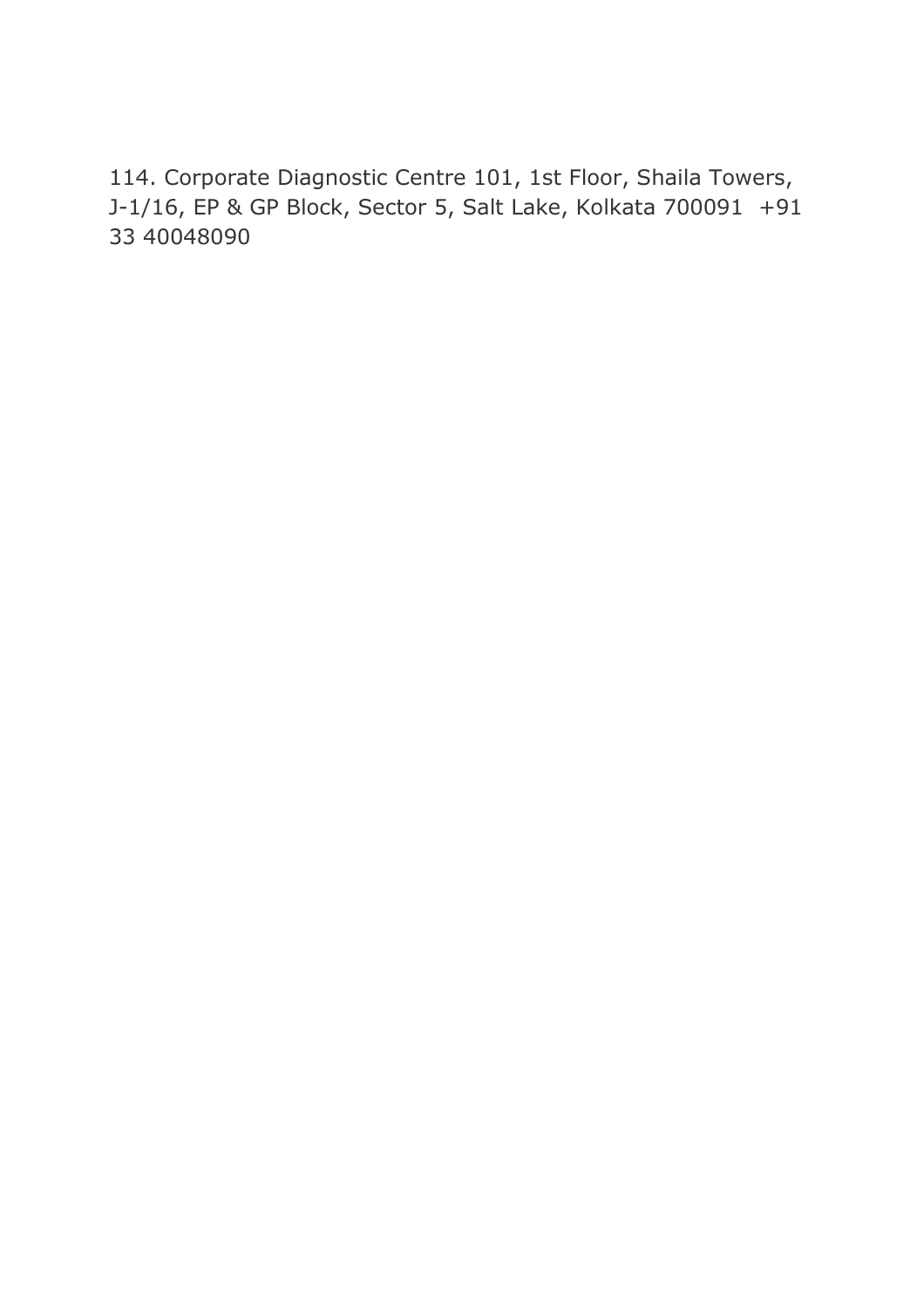114. Corporate Diagnostic Centre 101, 1st Floor, Shaila Towers, J-1/16, EP & GP Block, Sector 5, Salt Lake, Kolkata 700091 +91 33 40048090